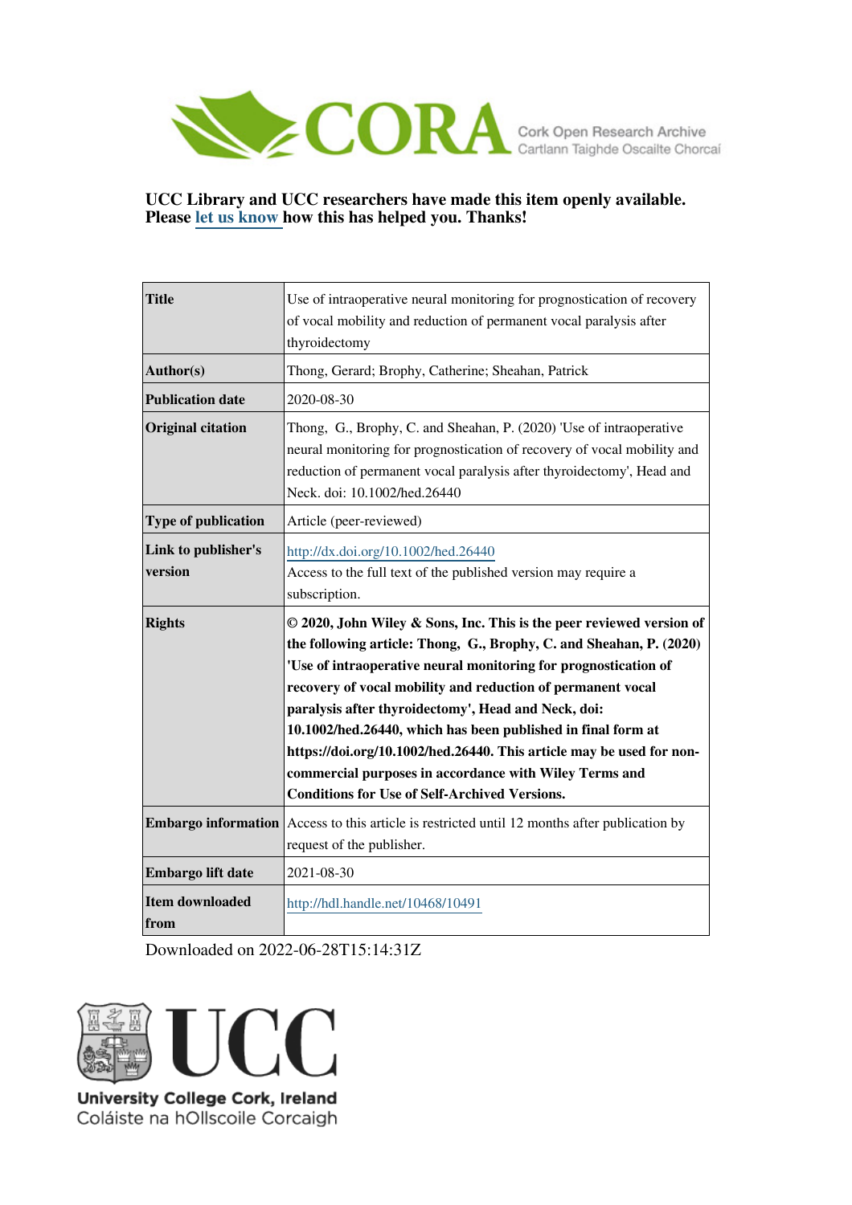CORA Cork Open Research Archive
Cartlann Taighde Oscailte Chorcaí

**UCC Library and UCC researchers have made this item openly available. Please let us know how this has helped you. Thanks!**

| | |
|---|---|
| **Title** | Use of intraoperative neural monitoring for prognostication of recovery of vocal mobility and reduction of permanent vocal paralysis after thyroidectomy |
| **Author(s)** | Thong, Gerard; Brophy, Catherine; Sheahan, Patrick |
| **Publication date** | 2020-08-30 |
| **Original citation** | Thong, G., Brophy, C. and Sheahan, P. (2020) 'Use of intraoperative neural monitoring for prognostication of recovery of vocal mobility and reduction of permanent vocal paralysis after thyroidectomy', Head and Neck. doi: 10.1002/hed.26440 |
| **Type of publication** | Article (peer-reviewed) |
| **Link to publisher's version** | http://dx.doi.org/10.1002/hed.26440<br>Access to the full text of the published version may require a subscription. |
| **Rights** | **© 2020, John Wiley & Sons, Inc. This is the peer reviewed version of the following article: Thong, G., Brophy, C. and Sheahan, P. (2020) 'Use of intraoperative neural monitoring for prognostication of recovery of vocal mobility and reduction of permanent vocal paralysis after thyroidectomy', Head and Neck, doi: 10.1002/hed.26440, which has been published in final form at https://doi.org/10.1002/hed.26440. This article may be used for non-commercial purposes in accordance with Wiley Terms and Conditions for Use of Self-Archived Versions.** |
| **Embargo information** | Access to this article is restricted until 12 months after publication by request of the publisher. |
| **Embargo lift date** | 2021-08-30 |
| **Item downloaded from** | http://hdl.handle.net/10468/10491 |

Downloaded on 2022-06-28T15:14:31Z

UCC
University College Cork, Ireland
Coláiste na hOllscoile Corcaigh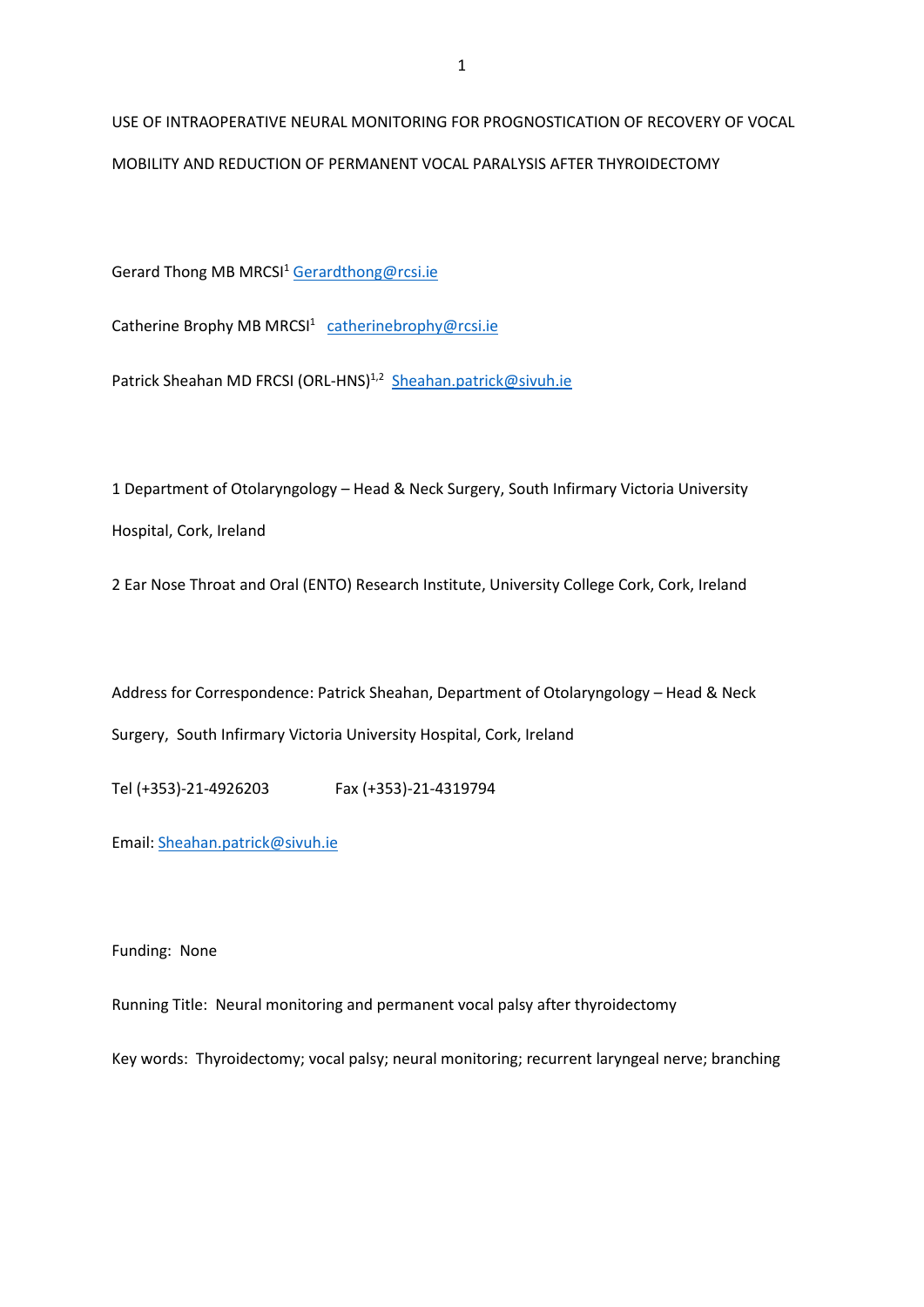USE OF INTRAOPERATIVE NEURAL MONITORING FOR PROGNOSTICATION OF RECOVERY OF VOCAL MOBILITY AND REDUCTION OF PERMANENT VOCAL PARALYSIS AFTER THYROIDECTOMY

Gerard Thong MB MRCSI[1] Gerardthong@rcsi.ie

Catherine Brophy MB MRCSI[1] catherinebrophy@rcsi.ie

Patrick Sheahan MD FRCSI (ORL-HNS)[1,2] Sheahan.patrick@sivuh.ie

1 Department of Otolaryngology – Head & Neck Surgery, South Infirmary Victoria University Hospital, Cork, Ireland

2 Ear Nose Throat and Oral (ENTO) Research Institute, University College Cork, Cork, Ireland

Address for Correspondence: Patrick Sheahan, Department of Otolaryngology – Head & Neck Surgery, South Infirmary Victoria University Hospital, Cork, Ireland

Tel (+353)-21-4926203 Fax (+353)-21-4319794

Email: Sheahan.patrick@sivuh.ie

Funding: None

Running Title: Neural monitoring and permanent vocal palsy after thyroidectomy

Key words: Thyroidectomy; vocal palsy; neural monitoring; recurrent laryngeal nerve; branching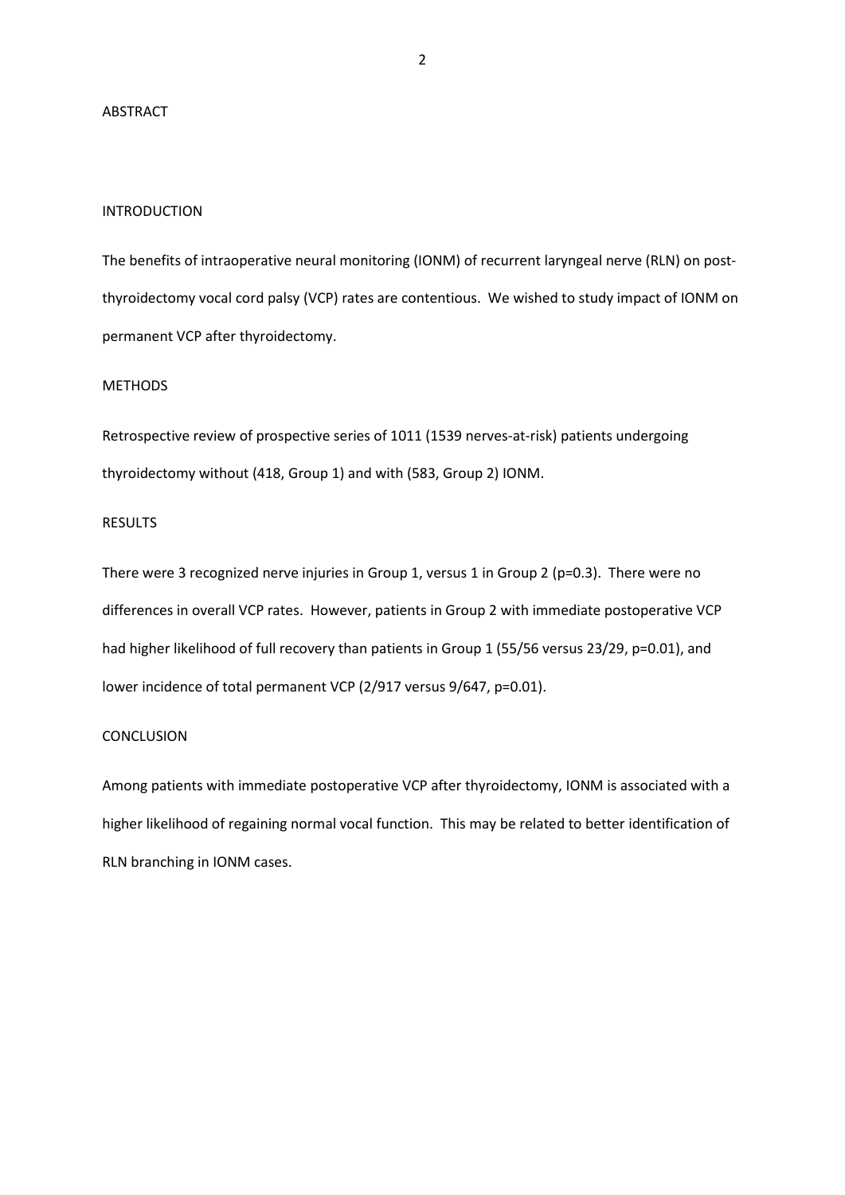# ABSTRACT

## INTRODUCTION

The benefits of intraoperative neural monitoring (IONM) of recurrent laryngeal nerve (RLN) on post-thyroidectomy vocal cord palsy (VCP) rates are contentious. We wished to study impact of IONM on permanent VCP after thyroidectomy.

## METHODS

Retrospective review of prospective series of 1011 (1539 nerves-at-risk) patients undergoing thyroidectomy without (418, Group 1) and with (583, Group 2) IONM.

## RESULTS

There were 3 recognized nerve injuries in Group 1, versus 1 in Group 2 ($p=0.3$). There were no differences in overall VCP rates. However, patients in Group 2 with immediate postoperative VCP had higher likelihood of full recovery than patients in Group 1 (55/56 versus 23/29, $p=0.01$), and lower incidence of total permanent VCP (2/917 versus 9/647, $p=0.01$).

## CONCLUSION

Among patients with immediate postoperative VCP after thyroidectomy, IONM is associated with a higher likelihood of regaining normal vocal function. This may be related to better identification of RLN branching in IONM cases.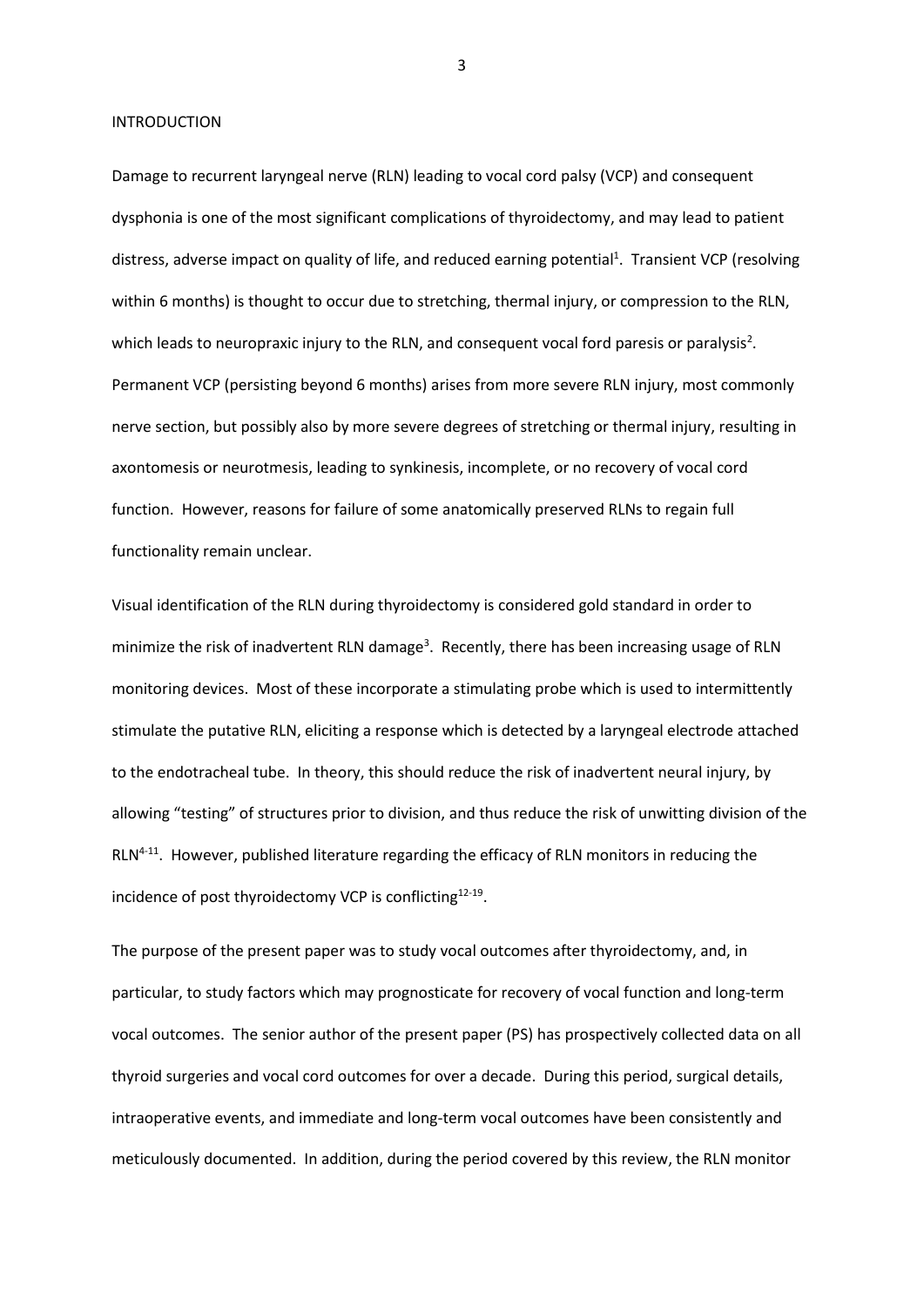INTRODUCTION

Damage to recurrent laryngeal nerve (RLN) leading to vocal cord palsy (VCP) and consequent dysphonia is one of the most significant complications of thyroidectomy, and may lead to patient distress, adverse impact on quality of life, and reduced earning potential[1]. Transient VCP (resolving within 6 months) is thought to occur due to stretching, thermal injury, or compression to the RLN, which leads to neuropraxic injury to the RLN, and consequent vocal ford paresis or paralysis[2]. Permanent VCP (persisting beyond 6 months) arises from more severe RLN injury, most commonly nerve section, but possibly also by more severe degrees of stretching or thermal injury, resulting in axontomesis or neurotmesis, leading to synkinesis, incomplete, or no recovery of vocal cord function. However, reasons for failure of some anatomically preserved RLNs to regain full functionality remain unclear.

Visual identification of the RLN during thyroidectomy is considered gold standard in order to minimize the risk of inadvertent RLN damage[3]. Recently, there has been increasing usage of RLN monitoring devices. Most of these incorporate a stimulating probe which is used to intermittently stimulate the putative RLN, eliciting a response which is detected by a laryngeal electrode attached to the endotracheal tube. In theory, this should reduce the risk of inadvertent neural injury, by allowing "testing" of structures prior to division, and thus reduce the risk of unwitting division of the RLN[4-11]. However, published literature regarding the efficacy of RLN monitors in reducing the incidence of post thyroidectomy VCP is conflicting[12-19].

The purpose of the present paper was to study vocal outcomes after thyroidectomy, and, in particular, to study factors which may prognosticate for recovery of vocal function and long-term vocal outcomes. The senior author of the present paper (PS) has prospectively collected data on all thyroid surgeries and vocal cord outcomes for over a decade. During this period, surgical details, intraoperative events, and immediate and long-term vocal outcomes have been consistently and meticulously documented. In addition, during the period covered by this review, the RLN monitor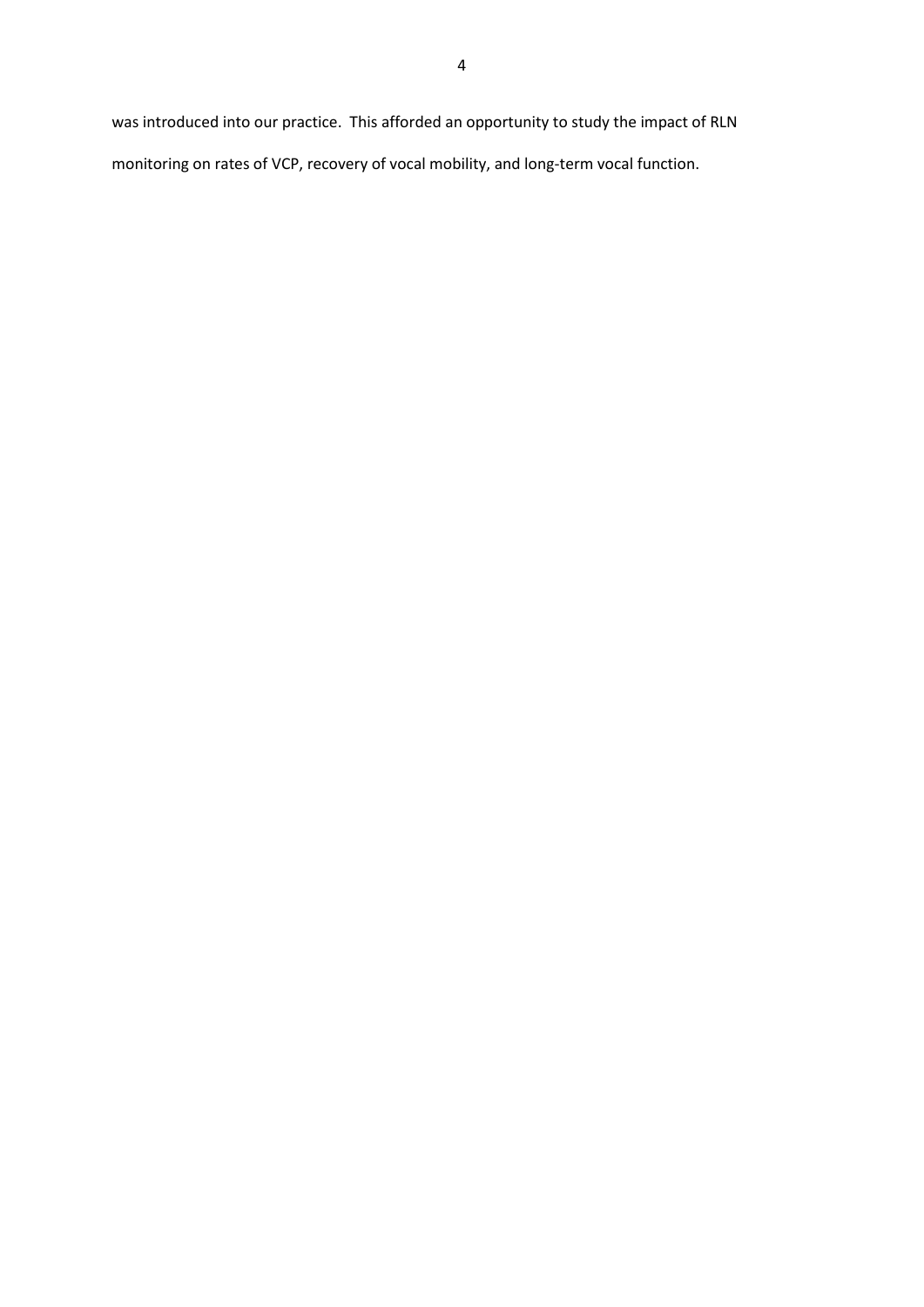was introduced into our practice. This afforded an opportunity to study the impact of RLN monitoring on rates of VCP, recovery of vocal mobility, and long-term vocal function.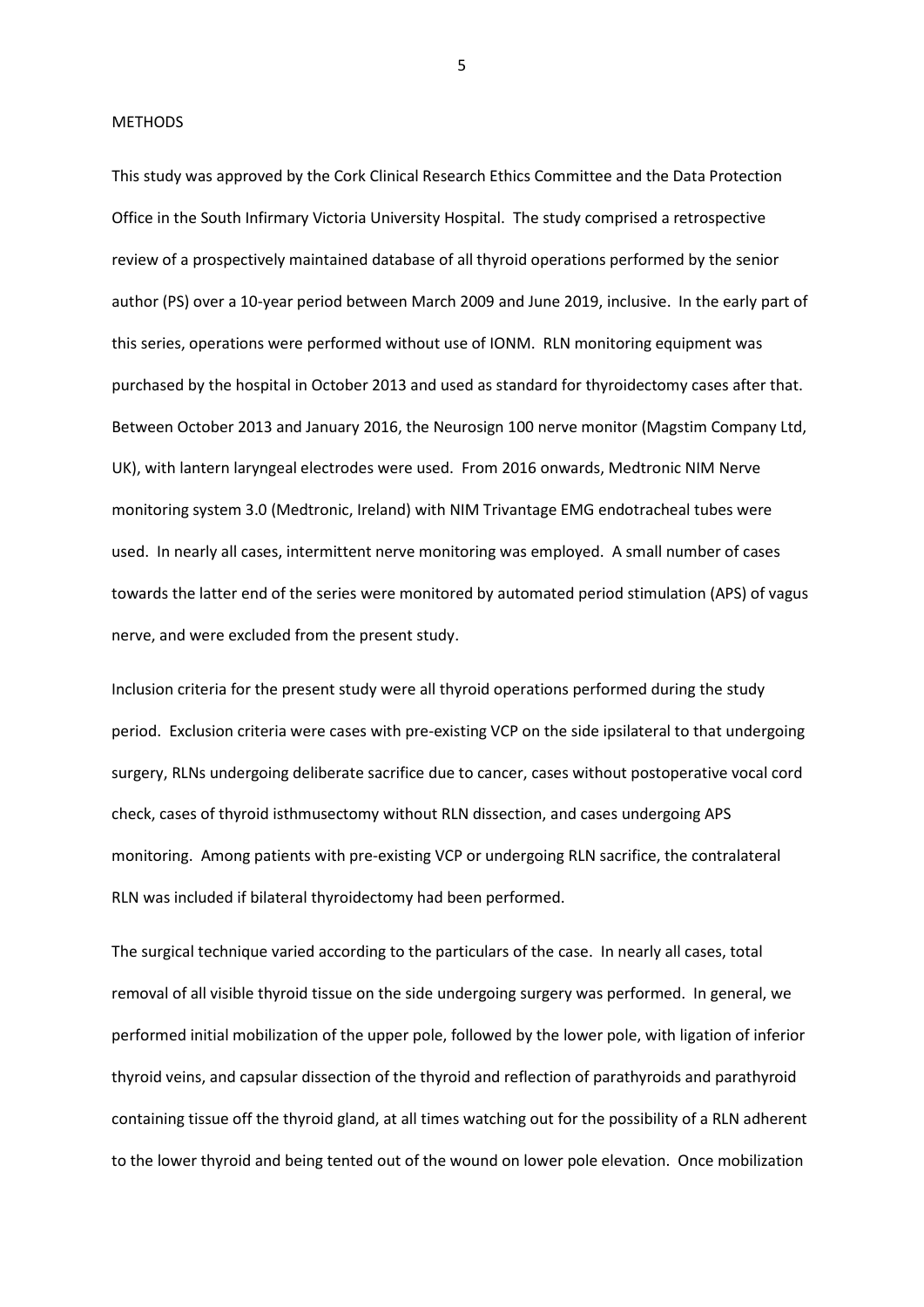## METHODS

This study was approved by the Cork Clinical Research Ethics Committee and the Data Protection Office in the South Infirmary Victoria University Hospital. The study comprised a retrospective review of a prospectively maintained database of all thyroid operations performed by the senior author (PS) over a 10-year period between March 2009 and June 2019, inclusive. In the early part of this series, operations were performed without use of IONM. RLN monitoring equipment was purchased by the hospital in October 2013 and used as standard for thyroidectomy cases after that. Between October 2013 and January 2016, the Neurosign 100 nerve monitor (Magstim Company Ltd, UK), with lantern laryngeal electrodes were used. From 2016 onwards, Medtronic NIM Nerve monitoring system 3.0 (Medtronic, Ireland) with NIM Trivantage EMG endotracheal tubes were used. In nearly all cases, intermittent nerve monitoring was employed. A small number of cases towards the latter end of the series were monitored by automated period stimulation (APS) of vagus nerve, and were excluded from the present study.

Inclusion criteria for the present study were all thyroid operations performed during the study period. Exclusion criteria were cases with pre-existing VCP on the side ipsilateral to that undergoing surgery, RLNs undergoing deliberate sacrifice due to cancer, cases without postoperative vocal cord check, cases of thyroid isthmusectomy without RLN dissection, and cases undergoing APS monitoring. Among patients with pre-existing VCP or undergoing RLN sacrifice, the contralateral RLN was included if bilateral thyroidectomy had been performed.

The surgical technique varied according to the particulars of the case. In nearly all cases, total removal of all visible thyroid tissue on the side undergoing surgery was performed. In general, we performed initial mobilization of the upper pole, followed by the lower pole, with ligation of inferior thyroid veins, and capsular dissection of the thyroid and reflection of parathyroids and parathyroid containing tissue off the thyroid gland, at all times watching out for the possibility of a RLN adherent to the lower thyroid and being tented out of the wound on lower pole elevation. Once mobilization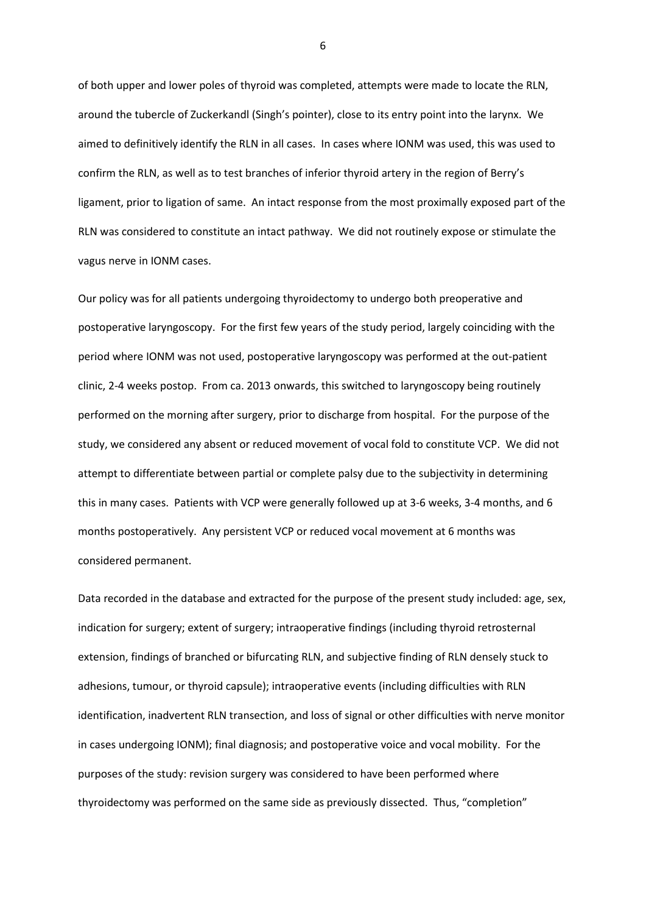of both upper and lower poles of thyroid was completed, attempts were made to locate the RLN, around the tubercle of Zuckerkandl (Singh's pointer), close to its entry point into the larynx. We aimed to definitively identify the RLN in all cases. In cases where IONM was used, this was used to confirm the RLN, as well as to test branches of inferior thyroid artery in the region of Berry's ligament, prior to ligation of same. An intact response from the most proximally exposed part of the RLN was considered to constitute an intact pathway. We did not routinely expose or stimulate the vagus nerve in IONM cases.

Our policy was for all patients undergoing thyroidectomy to undergo both preoperative and postoperative laryngoscopy. For the first few years of the study period, largely coinciding with the period where IONM was not used, postoperative laryngoscopy was performed at the out-patient clinic, 2-4 weeks postop. From ca. 2013 onwards, this switched to laryngoscopy being routinely performed on the morning after surgery, prior to discharge from hospital. For the purpose of the study, we considered any absent or reduced movement of vocal fold to constitute VCP. We did not attempt to differentiate between partial or complete palsy due to the subjectivity in determining this in many cases. Patients with VCP were generally followed up at 3-6 weeks, 3-4 months, and 6 months postoperatively. Any persistent VCP or reduced vocal movement at 6 months was considered permanent.

Data recorded in the database and extracted for the purpose of the present study included: age, sex, indication for surgery; extent of surgery; intraoperative findings (including thyroid retrosternal extension, findings of branched or bifurcating RLN, and subjective finding of RLN densely stuck to adhesions, tumour, or thyroid capsule); intraoperative events (including difficulties with RLN identification, inadvertent RLN transection, and loss of signal or other difficulties with nerve monitor in cases undergoing IONM); final diagnosis; and postoperative voice and vocal mobility. For the purposes of the study: revision surgery was considered to have been performed where thyroidectomy was performed on the same side as previously dissected. Thus, "completion"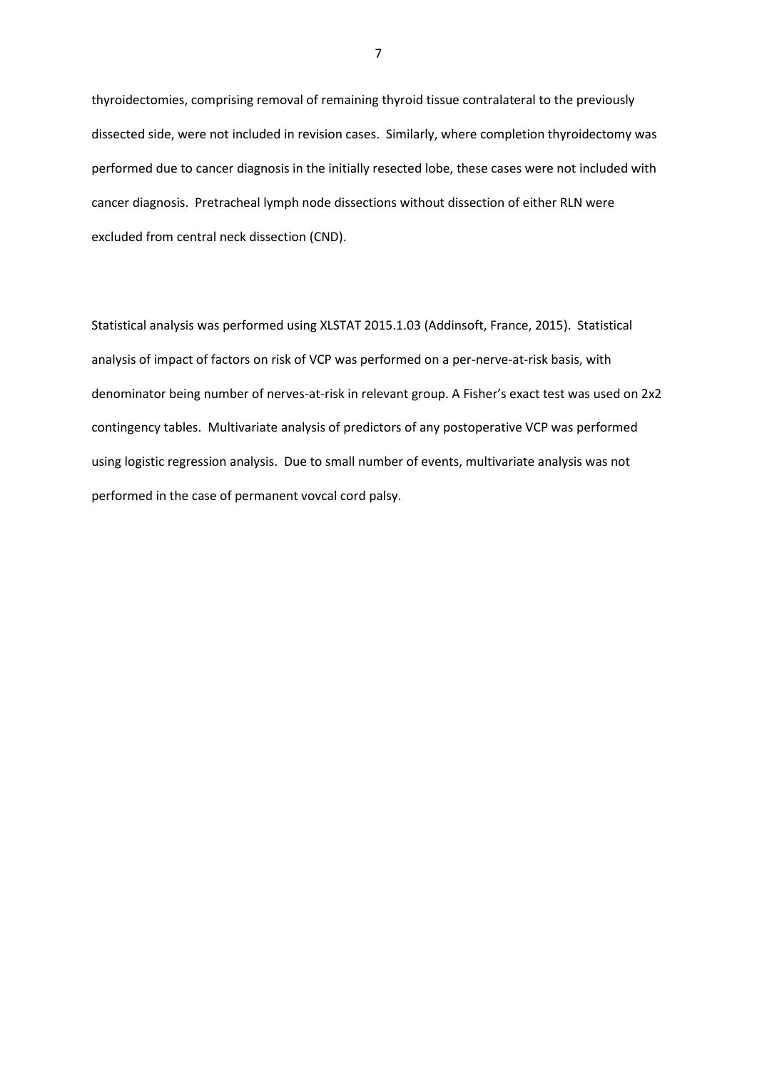thyroidectomies, comprising removal of remaining thyroid tissue contralateral to the previously dissected side, were not included in revision cases. Similarly, where completion thyroidectomy was performed due to cancer diagnosis in the initially resected lobe, these cases were not included with cancer diagnosis. Pretracheal lymph node dissections without dissection of either RLN were excluded from central neck dissection (CND).

Statistical analysis was performed using XLSTAT 2015.1.03 (Addinsoft, France, 2015). Statistical analysis of impact of factors on risk of VCP was performed on a per-nerve-at-risk basis, with denominator being number of nerves-at-risk in relevant group. A Fisher's exact test was used on 2x2 contingency tables. Multivariate analysis of predictors of any postoperative VCP was performed using logistic regression analysis. Due to small number of events, multivariate analysis was not performed in the case of permanent vovcal cord palsy.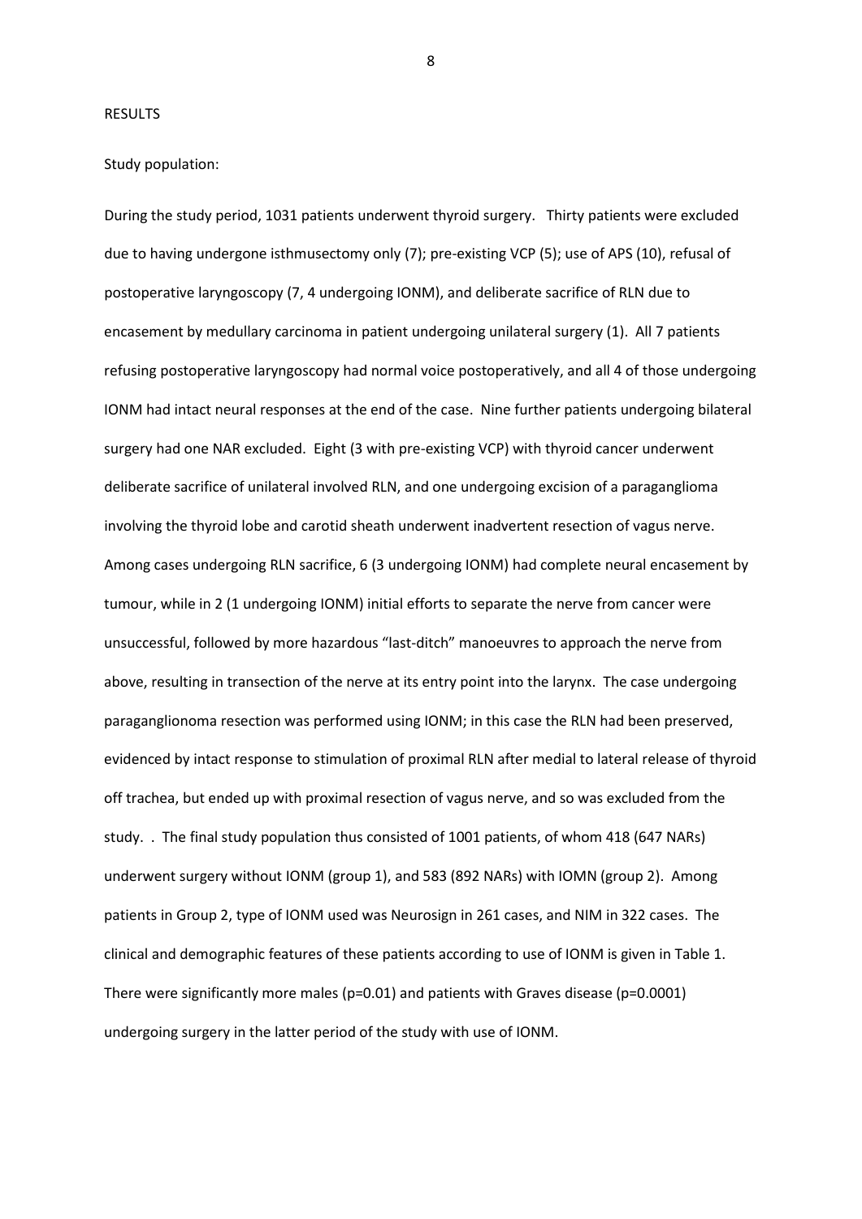RESULTS

Study population:

During the study period, 1031 patients underwent thyroid surgery. Thirty patients were excluded due to having undergone isthmusectomy only (7); pre-existing VCP (5); use of APS (10), refusal of postoperative laryngoscopy (7, 4 undergoing IONM), and deliberate sacrifice of RLN due to encasement by medullary carcinoma in patient undergoing unilateral surgery (1). All 7 patients refusing postoperative laryngoscopy had normal voice postoperatively, and all 4 of those undergoing IONM had intact neural responses at the end of the case. Nine further patients undergoing bilateral surgery had one NAR excluded. Eight (3 with pre-existing VCP) with thyroid cancer underwent deliberate sacrifice of unilateral involved RLN, and one undergoing excision of a paraganglioma involving the thyroid lobe and carotid sheath underwent inadvertent resection of vagus nerve. Among cases undergoing RLN sacrifice, 6 (3 undergoing IONM) had complete neural encasement by tumour, while in 2 (1 undergoing IONM) initial efforts to separate the nerve from cancer were unsuccessful, followed by more hazardous "last-ditch" manoeuvres to approach the nerve from above, resulting in transection of the nerve at its entry point into the larynx. The case undergoing paraganglionoma resection was performed using IONM; in this case the RLN had been preserved, evidenced by intact response to stimulation of proximal RLN after medial to lateral release of thyroid off trachea, but ended up with proximal resection of vagus nerve, and so was excluded from the study. . The final study population thus consisted of 1001 patients, of whom 418 (647 NARs) underwent surgery without IONM (group 1), and 583 (892 NARs) with IOMN (group 2). Among patients in Group 2, type of IONM used was Neurosign in 261 cases, and NIM in 322 cases. The clinical and demographic features of these patients according to use of IONM is given in Table 1. There were significantly more males (p=0.01) and patients with Graves disease (p=0.0001) undergoing surgery in the latter period of the study with use of IONM.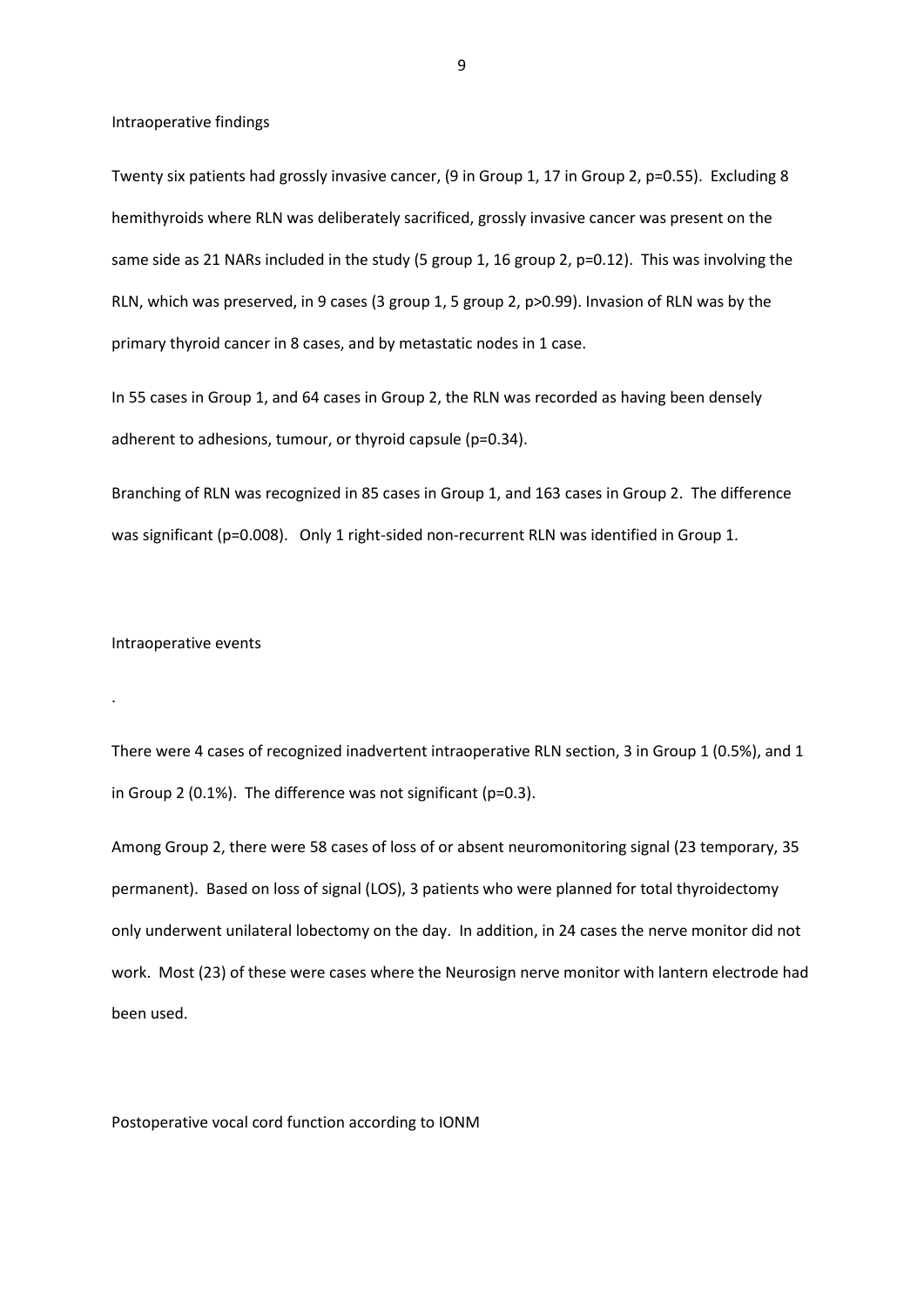## Intraoperative findings

Twenty six patients had grossly invasive cancer, (9 in Group 1, 17 in Group 2, $p=0.55$). Excluding 8 hemithyroids where RLN was deliberately sacrificed, grossly invasive cancer was present on the same side as 21 NARs included in the study (5 group 1, 16 group 2, $p=0.12$). This was involving the RLN, which was preserved, in 9 cases (3 group 1, 5 group 2, $p>0.99$). Invasion of RLN was by the primary thyroid cancer in 8 cases, and by metastatic nodes in 1 case.

In 55 cases in Group 1, and 64 cases in Group 2, the RLN was recorded as having been densely adherent to adhesions, tumour, or thyroid capsule ($p=0.34$).

Branching of RLN was recognized in 85 cases in Group 1, and 163 cases in Group 2. The difference was significant ($p=0.008$). Only 1 right-sided non-recurrent RLN was identified in Group 1.

## Intraoperative events

.

There were 4 cases of recognized inadvertent intraoperative RLN section, 3 in Group 1 (0.5%), and 1 in Group 2 (0.1%). The difference was not significant ($p=0.3$).

Among Group 2, there were 58 cases of loss of or absent neuromonitoring signal (23 temporary, 35 permanent). Based on loss of signal (LOS), 3 patients who were planned for total thyroidectomy only underwent unilateral lobectomy on the day. In addition, in 24 cases the nerve monitor did not work. Most (23) of these were cases where the Neurosign nerve monitor with lantern electrode had been used.

## Postoperative vocal cord function according to IONM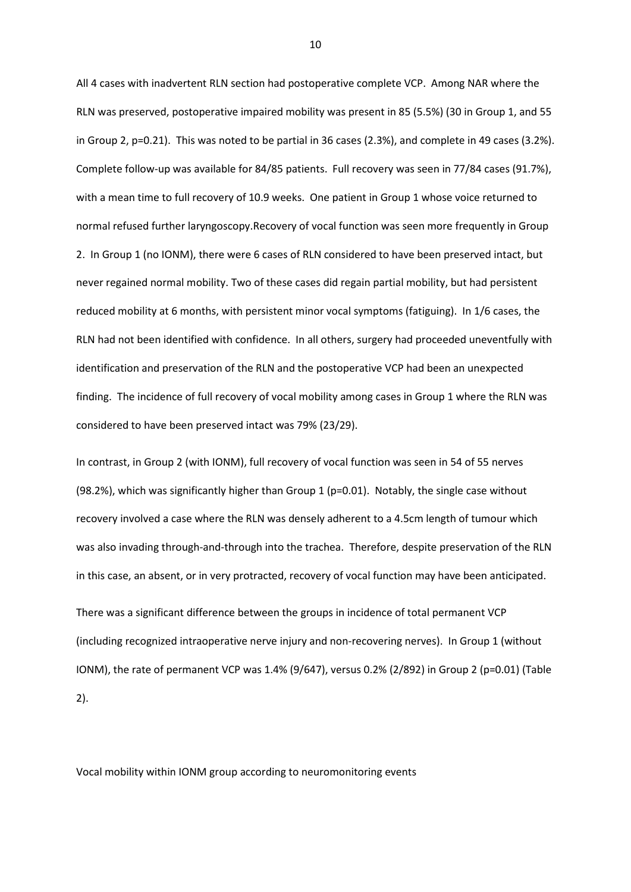All 4 cases with inadvertent RLN section had postoperative complete VCP. Among NAR where the RLN was preserved, postoperative impaired mobility was present in 85 (5.5%) (30 in Group 1, and 55 in Group 2, p=0.21). This was noted to be partial in 36 cases (2.3%), and complete in 49 cases (3.2%). Complete follow-up was available for 84/85 patients. Full recovery was seen in 77/84 cases (91.7%), with a mean time to full recovery of 10.9 weeks. One patient in Group 1 whose voice returned to normal refused further laryngoscopy.Recovery of vocal function was seen more frequently in Group 2. In Group 1 (no IONM), there were 6 cases of RLN considered to have been preserved intact, but never regained normal mobility. Two of these cases did regain partial mobility, but had persistent reduced mobility at 6 months, with persistent minor vocal symptoms (fatiguing). In 1/6 cases, the RLN had not been identified with confidence. In all others, surgery had proceeded uneventfully with identification and preservation of the RLN and the postoperative VCP had been an unexpected finding. The incidence of full recovery of vocal mobility among cases in Group 1 where the RLN was considered to have been preserved intact was 79% (23/29).

In contrast, in Group 2 (with IONM), full recovery of vocal function was seen in 54 of 55 nerves (98.2%), which was significantly higher than Group 1 (p=0.01). Notably, the single case without recovery involved a case where the RLN was densely adherent to a 4.5cm length of tumour which was also invading through-and-through into the trachea. Therefore, despite preservation of the RLN in this case, an absent, or in very protracted, recovery of vocal function may have been anticipated.

There was a significant difference between the groups in incidence of total permanent VCP (including recognized intraoperative nerve injury and non-recovering nerves). In Group 1 (without IONM), the rate of permanent VCP was 1.4% (9/647), versus 0.2% (2/892) in Group 2 (p=0.01) (Table 2).

Vocal mobility within IONM group according to neuromonitoring events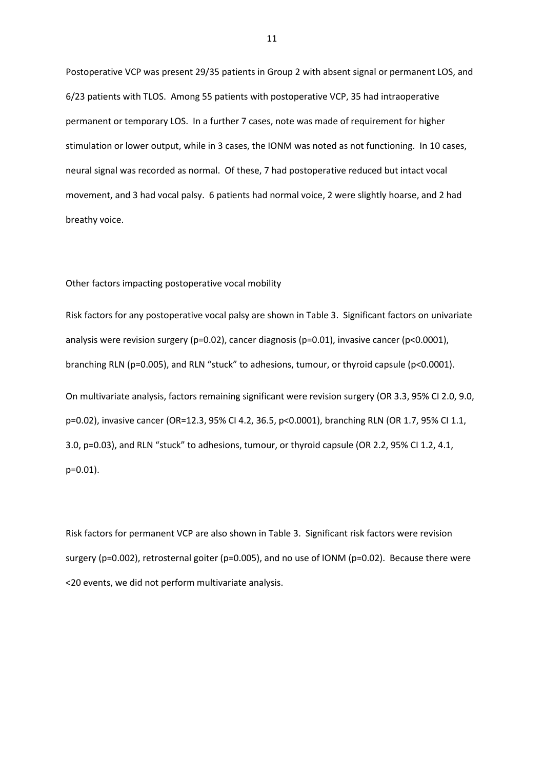Postoperative VCP was present 29/35 patients in Group 2 with absent signal or permanent LOS, and 6/23 patients with TLOS. Among 55 patients with postoperative VCP, 35 had intraoperative permanent or temporary LOS. In a further 7 cases, note was made of requirement for higher stimulation or lower output, while in 3 cases, the IONM was noted as not functioning. In 10 cases, neural signal was recorded as normal. Of these, 7 had postoperative reduced but intact vocal movement, and 3 had vocal palsy. 6 patients had normal voice, 2 were slightly hoarse, and 2 had breathy voice.

Other factors impacting postoperative vocal mobility

Risk factors for any postoperative vocal palsy are shown in Table 3. Significant factors on univariate analysis were revision surgery ($p=0.02$), cancer diagnosis ($p=0.01$), invasive cancer ($p<0.0001$), branching RLN ($p=0.005$), and RLN "stuck" to adhesions, tumour, or thyroid capsule ($p<0.0001$).

On multivariate analysis, factors remaining significant were revision surgery (OR 3.3, 95% CI 2.0, 9.0, $p=0.02$), invasive cancer (OR=12.3, 95% CI 4.2, 36.5, $p<0.0001$), branching RLN (OR 1.7, 95% CI 1.1, 3.0, $p=0.03$), and RLN "stuck" to adhesions, tumour, or thyroid capsule (OR 2.2, 95% CI 1.2, 4.1, $p=0.01$).

Risk factors for permanent VCP are also shown in Table 3. Significant risk factors were revision surgery ($p=0.002$), retrosternal goiter ($p=0.005$), and no use of IONM ($p=0.02$). Because there were <20 events, we did not perform multivariate analysis.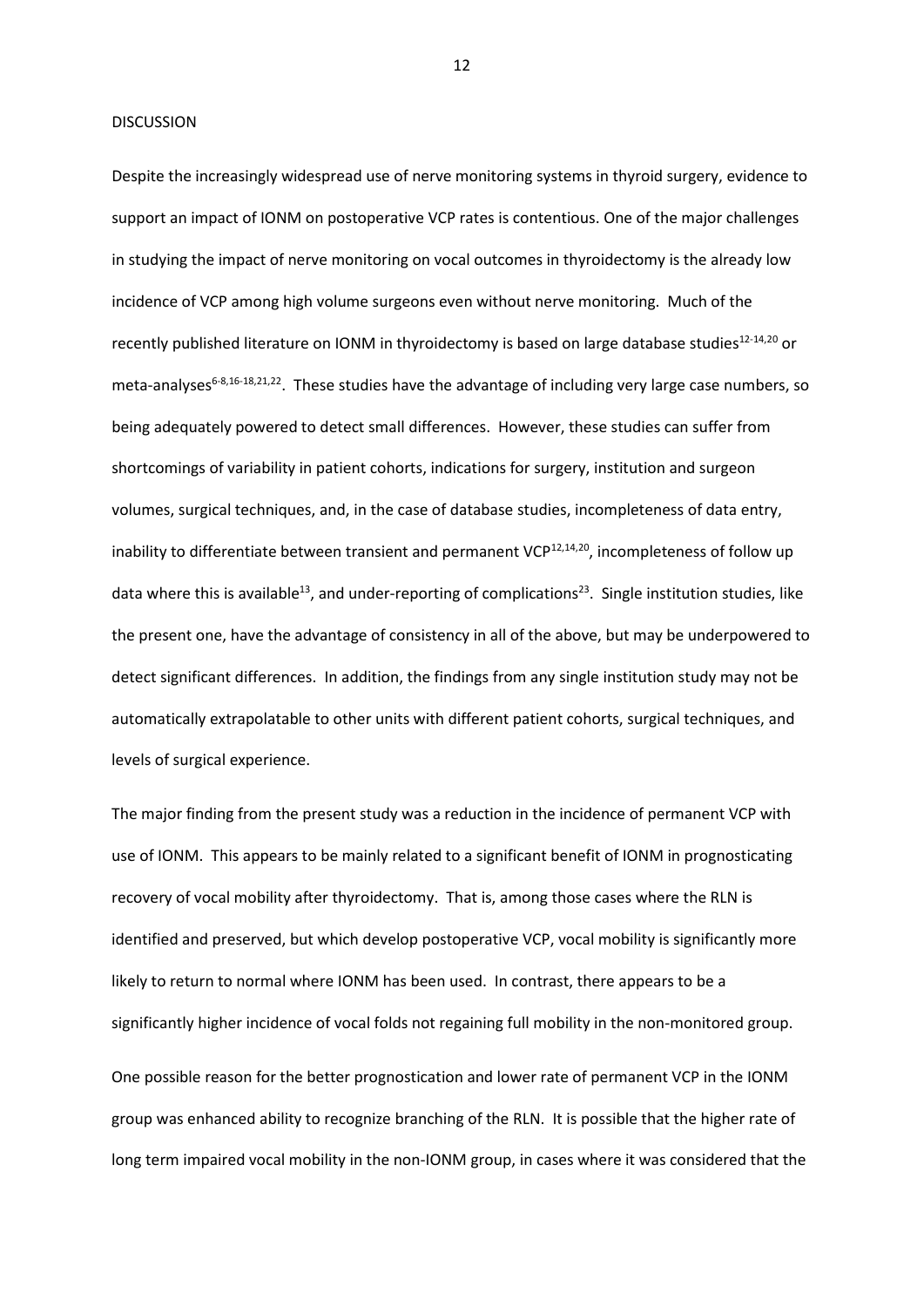## DISCUSSION

Despite the increasingly widespread use of nerve monitoring systems in thyroid surgery, evidence to support an impact of IONM on postoperative VCP rates is contentious. One of the major challenges in studying the impact of nerve monitoring on vocal outcomes in thyroidectomy is the already low incidence of VCP among high volume surgeons even without nerve monitoring. Much of the recently published literature on IONM in thyroidectomy is based on large database studies[12-14,20] or meta-analyses[6-8,16-18,21,22]. These studies have the advantage of including very large case numbers, so being adequately powered to detect small differences. However, these studies can suffer from shortcomings of variability in patient cohorts, indications for surgery, institution and surgeon volumes, surgical techniques, and, in the case of database studies, incompleteness of data entry, inability to differentiate between transient and permanent VCP[12,14,20], incompleteness of follow up data where this is available[13], and under-reporting of complications[23]. Single institution studies, like the present one, have the advantage of consistency in all of the above, but may be underpowered to detect significant differences. In addition, the findings from any single institution study may not be automatically extrapolatable to other units with different patient cohorts, surgical techniques, and levels of surgical experience.

The major finding from the present study was a reduction in the incidence of permanent VCP with use of IONM. This appears to be mainly related to a significant benefit of IONM in prognosticating recovery of vocal mobility after thyroidectomy. That is, among those cases where the RLN is identified and preserved, but which develop postoperative VCP, vocal mobility is significantly more likely to return to normal where IONM has been used. In contrast, there appears to be a significantly higher incidence of vocal folds not regaining full mobility in the non-monitored group.

One possible reason for the better prognostication and lower rate of permanent VCP in the IONM group was enhanced ability to recognize branching of the RLN. It is possible that the higher rate of long term impaired vocal mobility in the non-IONM group, in cases where it was considered that the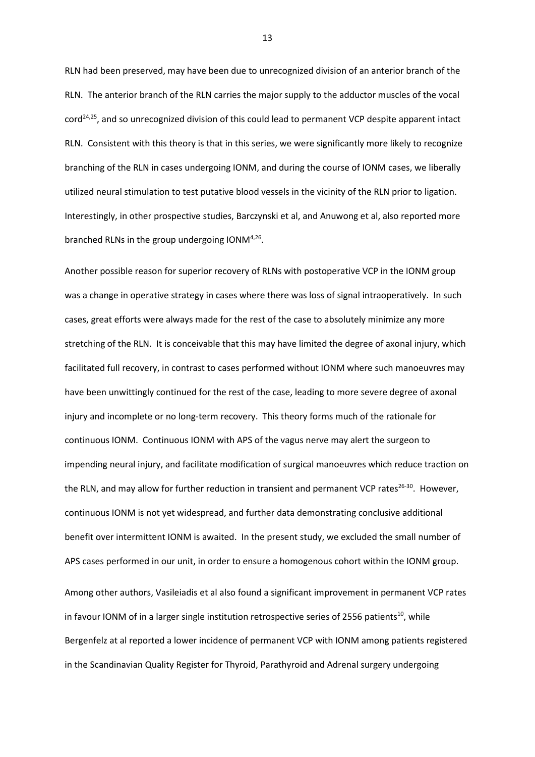RLN had been preserved, may have been due to unrecognized division of an anterior branch of the RLN. The anterior branch of the RLN carries the major supply to the adductor muscles of the vocal cord[24,25], and so unrecognized division of this could lead to permanent VCP despite apparent intact RLN. Consistent with this theory is that in this series, we were significantly more likely to recognize branching of the RLN in cases undergoing IONM, and during the course of IONM cases, we liberally utilized neural stimulation to test putative blood vessels in the vicinity of the RLN prior to ligation. Interestingly, in other prospective studies, Barczynski et al, and Anuwong et al, also reported more branched RLNs in the group undergoing IONM[4,26].

Another possible reason for superior recovery of RLNs with postoperative VCP in the IONM group was a change in operative strategy in cases where there was loss of signal intraoperatively. In such cases, great efforts were always made for the rest of the case to absolutely minimize any more stretching of the RLN. It is conceivable that this may have limited the degree of axonal injury, which facilitated full recovery, in contrast to cases performed without IONM where such manoeuvres may have been unwittingly continued for the rest of the case, leading to more severe degree of axonal injury and incomplete or no long-term recovery. This theory forms much of the rationale for continuous IONM. Continuous IONM with APS of the vagus nerve may alert the surgeon to impending neural injury, and facilitate modification of surgical manoeuvres which reduce traction on the RLN, and may allow for further reduction in transient and permanent VCP rates[26-30]. However, continuous IONM is not yet widespread, and further data demonstrating conclusive additional benefit over intermittent IONM is awaited. In the present study, we excluded the small number of APS cases performed in our unit, in order to ensure a homogenous cohort within the IONM group.

Among other authors, Vasileiadis et al also found a significant improvement in permanent VCP rates in favour IONM of in a larger single institution retrospective series of 2556 patients[10], while Bergenfelz at al reported a lower incidence of permanent VCP with IONM among patients registered in the Scandinavian Quality Register for Thyroid, Parathyroid and Adrenal surgery undergoing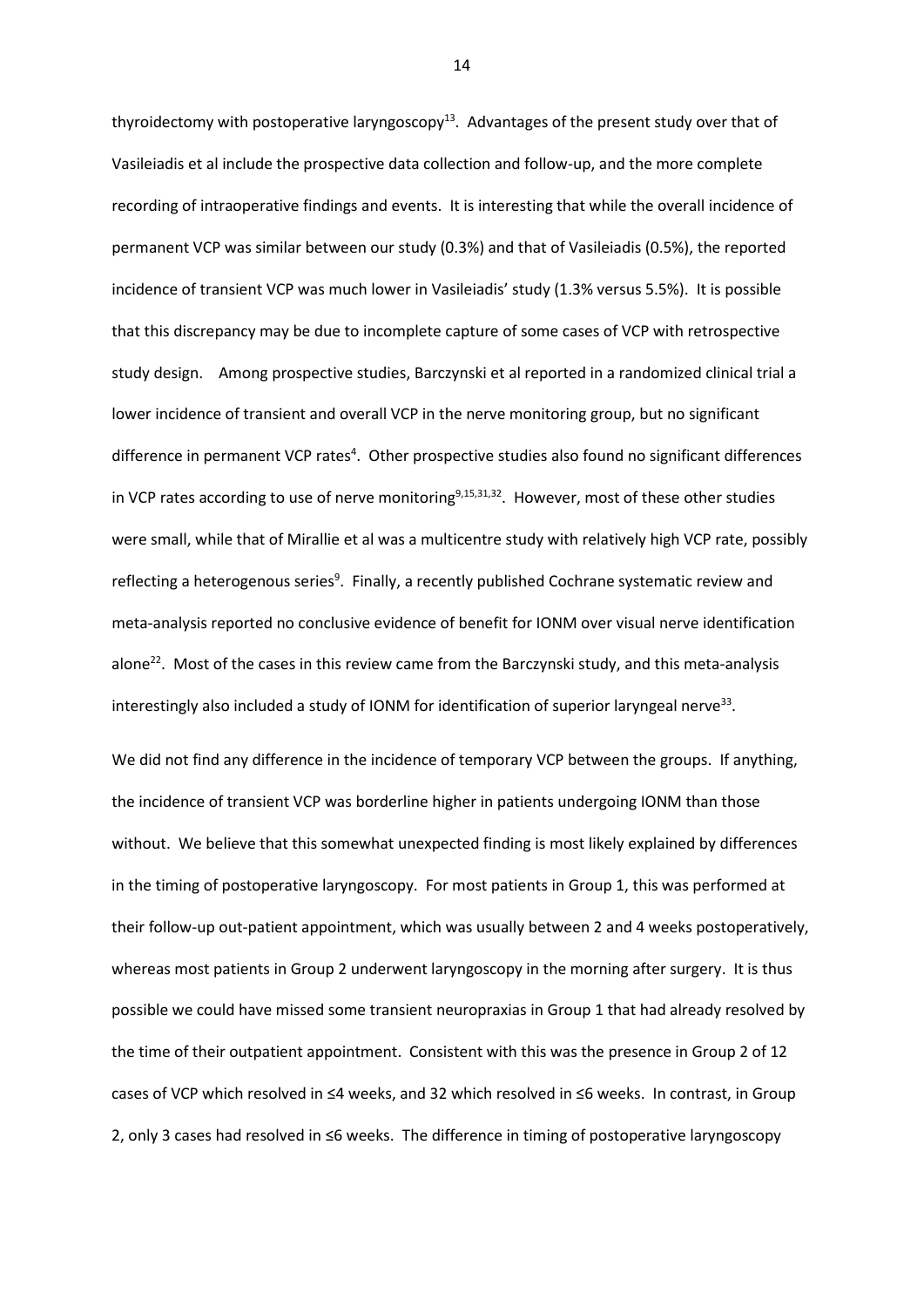thyroidectomy with postoperative laryngoscopy[13]. Advantages of the present study over that of Vasileiadis et al include the prospective data collection and follow-up, and the more complete recording of intraoperative findings and events. It is interesting that while the overall incidence of permanent VCP was similar between our study (0.3%) and that of Vasileiadis (0.5%), the reported incidence of transient VCP was much lower in Vasileiadis' study (1.3% versus 5.5%). It is possible that this discrepancy may be due to incomplete capture of some cases of VCP with retrospective study design. Among prospective studies, Barczynski et al reported in a randomized clinical trial a lower incidence of transient and overall VCP in the nerve monitoring group, but no significant difference in permanent VCP rates[4]. Other prospective studies also found no significant differences in VCP rates according to use of nerve monitoring[9,15,31,32]. However, most of these other studies were small, while that of Mirallie et al was a multicentre study with relatively high VCP rate, possibly reflecting a heterogenous series[9]. Finally, a recently published Cochrane systematic review and meta-analysis reported no conclusive evidence of benefit for IONM over visual nerve identification alone[22]. Most of the cases in this review came from the Barczynski study, and this meta-analysis interestingly also included a study of IONM for identification of superior laryngeal nerve[33].

We did not find any difference in the incidence of temporary VCP between the groups. If anything, the incidence of transient VCP was borderline higher in patients undergoing IONM than those without. We believe that this somewhat unexpected finding is most likely explained by differences in the timing of postoperative laryngoscopy. For most patients in Group 1, this was performed at their follow-up out-patient appointment, which was usually between 2 and 4 weeks postoperatively, whereas most patients in Group 2 underwent laryngoscopy in the morning after surgery. It is thus possible we could have missed some transient neuropraxias in Group 1 that had already resolved by the time of their outpatient appointment. Consistent with this was the presence in Group 2 of 12 cases of VCP which resolved in ≤4 weeks, and 32 which resolved in ≤6 weeks. In contrast, in Group 2, only 3 cases had resolved in ≤6 weeks. The difference in timing of postoperative laryngoscopy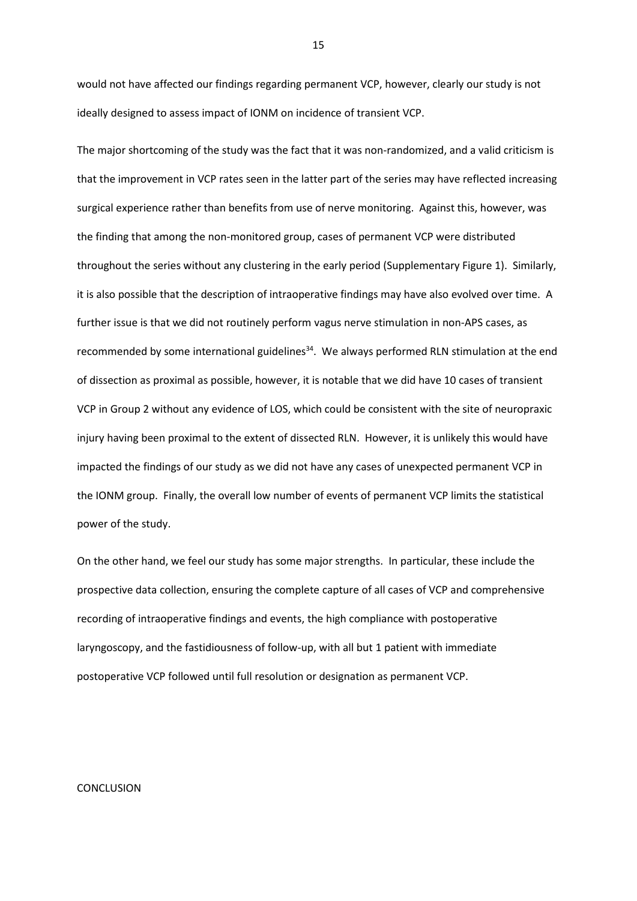would not have affected our findings regarding permanent VCP, however, clearly our study is not ideally designed to assess impact of IONM on incidence of transient VCP.

The major shortcoming of the study was the fact that it was non-randomized, and a valid criticism is that the improvement in VCP rates seen in the latter part of the series may have reflected increasing surgical experience rather than benefits from use of nerve monitoring. Against this, however, was the finding that among the non-monitored group, cases of permanent VCP were distributed throughout the series without any clustering in the early period (Supplementary Figure 1). Similarly, it is also possible that the description of intraoperative findings may have also evolved over time. A further issue is that we did not routinely perform vagus nerve stimulation in non-APS cases, as recommended by some international guidelines[34]. We always performed RLN stimulation at the end of dissection as proximal as possible, however, it is notable that we did have 10 cases of transient VCP in Group 2 without any evidence of LOS, which could be consistent with the site of neuropraxic injury having been proximal to the extent of dissected RLN. However, it is unlikely this would have impacted the findings of our study as we did not have any cases of unexpected permanent VCP in the IONM group. Finally, the overall low number of events of permanent VCP limits the statistical power of the study.

On the other hand, we feel our study has some major strengths. In particular, these include the prospective data collection, ensuring the complete capture of all cases of VCP and comprehensive recording of intraoperative findings and events, the high compliance with postoperative laryngoscopy, and the fastidiousness of follow-up, with all but 1 patient with immediate postoperative VCP followed until full resolution or designation as permanent VCP.

# CONCLUSION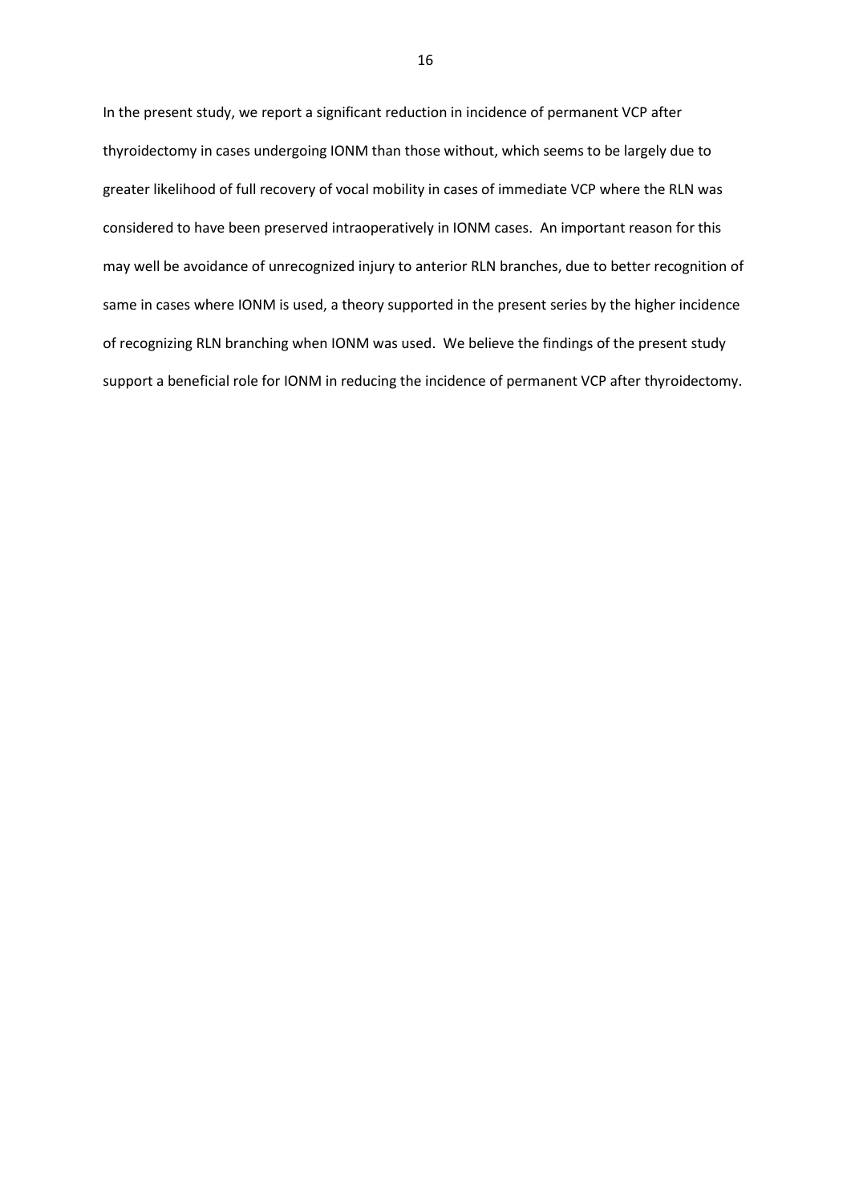In the present study, we report a significant reduction in incidence of permanent VCP after thyroidectomy in cases undergoing IONM than those without, which seems to be largely due to greater likelihood of full recovery of vocal mobility in cases of immediate VCP where the RLN was considered to have been preserved intraoperatively in IONM cases. An important reason for this may well be avoidance of unrecognized injury to anterior RLN branches, due to better recognition of same in cases where IONM is used, a theory supported in the present series by the higher incidence of recognizing RLN branching when IONM was used. We believe the findings of the present study support a beneficial role for IONM in reducing the incidence of permanent VCP after thyroidectomy.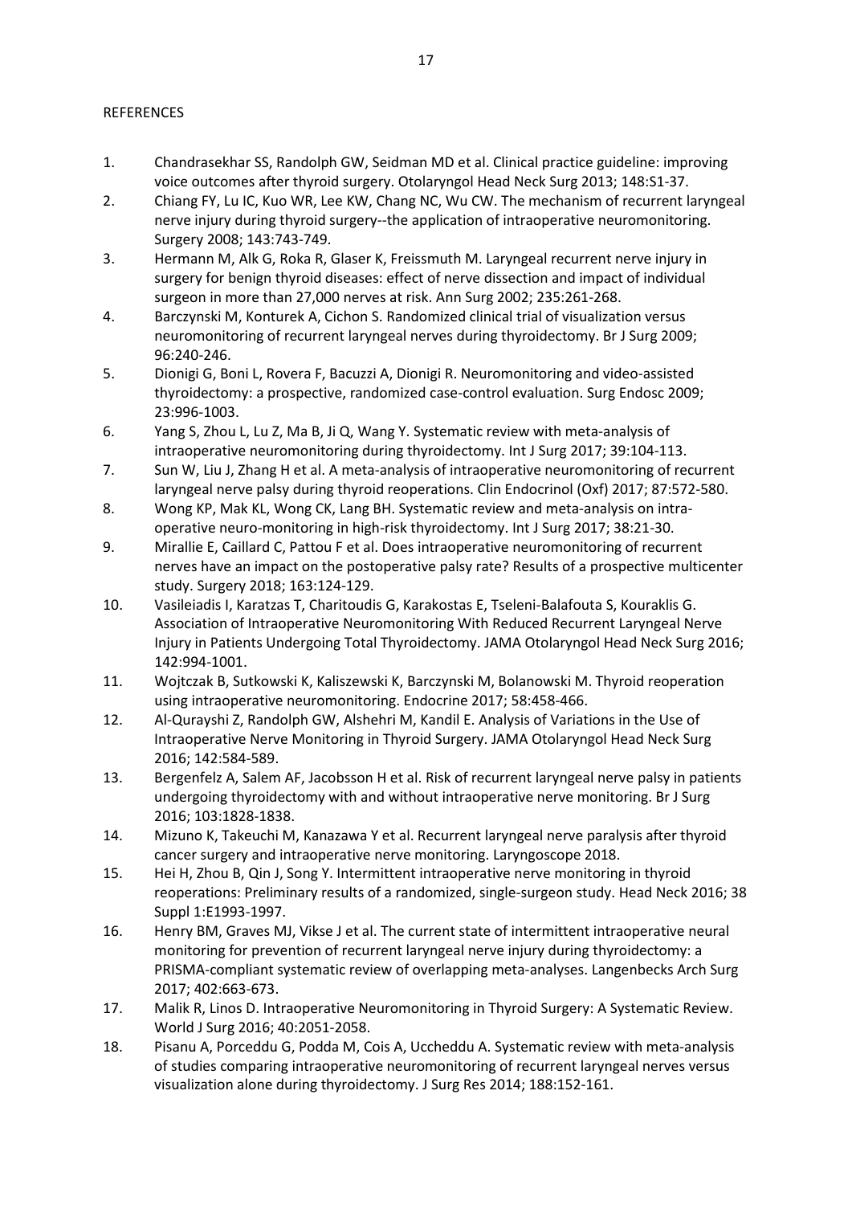REFERENCES

1. Chandrasekhar SS, Randolph GW, Seidman MD et al. Clinical practice guideline: improving voice outcomes after thyroid surgery. Otolaryngol Head Neck Surg 2013; 148:S1-37.
2. Chiang FY, Lu IC, Kuo WR, Lee KW, Chang NC, Wu CW. The mechanism of recurrent laryngeal nerve injury during thyroid surgery--the application of intraoperative neuromonitoring. Surgery 2008; 143:743-749.
3. Hermann M, Alk G, Roka R, Glaser K, Freissmuth M. Laryngeal recurrent nerve injury in surgery for benign thyroid diseases: effect of nerve dissection and impact of individual surgeon in more than 27,000 nerves at risk. Ann Surg 2002; 235:261-268.
4. Barczynski M, Konturek A, Cichon S. Randomized clinical trial of visualization versus neuromonitoring of recurrent laryngeal nerves during thyroidectomy. Br J Surg 2009; 96:240-246.
5. Dionigi G, Boni L, Rovera F, Bacuzzi A, Dionigi R. Neuromonitoring and video-assisted thyroidectomy: a prospective, randomized case-control evaluation. Surg Endosc 2009; 23:996-1003.
6. Yang S, Zhou L, Lu Z, Ma B, Ji Q, Wang Y. Systematic review with meta-analysis of intraoperative neuromonitoring during thyroidectomy. Int J Surg 2017; 39:104-113.
7. Sun W, Liu J, Zhang H et al. A meta-analysis of intraoperative neuromonitoring of recurrent laryngeal nerve palsy during thyroid reoperations. Clin Endocrinol (Oxf) 2017; 87:572-580.
8. Wong KP, Mak KL, Wong CK, Lang BH. Systematic review and meta-analysis on intra-operative neuro-monitoring in high-risk thyroidectomy. Int J Surg 2017; 38:21-30.
9. Mirallie E, Caillard C, Pattou F et al. Does intraoperative neuromonitoring of recurrent nerves have an impact on the postoperative palsy rate? Results of a prospective multicenter study. Surgery 2018; 163:124-129.
10. Vasileiadis I, Karatzas T, Charitoudis G, Karakostas E, Tseleni-Balafouta S, Kouraklis G. Association of Intraoperative Neuromonitoring With Reduced Recurrent Laryngeal Nerve Injury in Patients Undergoing Total Thyroidectomy. JAMA Otolaryngol Head Neck Surg 2016; 142:994-1001.
11. Wojtczak B, Sutkowski K, Kaliszewski K, Barczynski M, Bolanowski M. Thyroid reoperation using intraoperative neuromonitoring. Endocrine 2017; 58:458-466.
12. Al-Qurayshi Z, Randolph GW, Alshehri M, Kandil E. Analysis of Variations in the Use of Intraoperative Nerve Monitoring in Thyroid Surgery. JAMA Otolaryngol Head Neck Surg 2016; 142:584-589.
13. Bergenfelz A, Salem AF, Jacobsson H et al. Risk of recurrent laryngeal nerve palsy in patients undergoing thyroidectomy with and without intraoperative nerve monitoring. Br J Surg 2016; 103:1828-1838.
14. Mizuno K, Takeuchi M, Kanazawa Y et al. Recurrent laryngeal nerve paralysis after thyroid cancer surgery and intraoperative nerve monitoring. Laryngoscope 2018.
15. Hei H, Zhou B, Qin J, Song Y. Intermittent intraoperative nerve monitoring in thyroid reoperations: Preliminary results of a randomized, single-surgeon study. Head Neck 2016; 38 Suppl 1:E1993-1997.
16. Henry BM, Graves MJ, Vikse J et al. The current state of intermittent intraoperative neural monitoring for prevention of recurrent laryngeal nerve injury during thyroidectomy: a PRISMA-compliant systematic review of overlapping meta-analyses. Langenbecks Arch Surg 2017; 402:663-673.
17. Malik R, Linos D. Intraoperative Neuromonitoring in Thyroid Surgery: A Systematic Review. World J Surg 2016; 40:2051-2058.
18. Pisanu A, Porceddu G, Podda M, Cois A, Uccheddu A. Systematic review with meta-analysis of studies comparing intraoperative neuromonitoring of recurrent laryngeal nerves versus visualization alone during thyroidectomy. J Surg Res 2014; 188:152-161.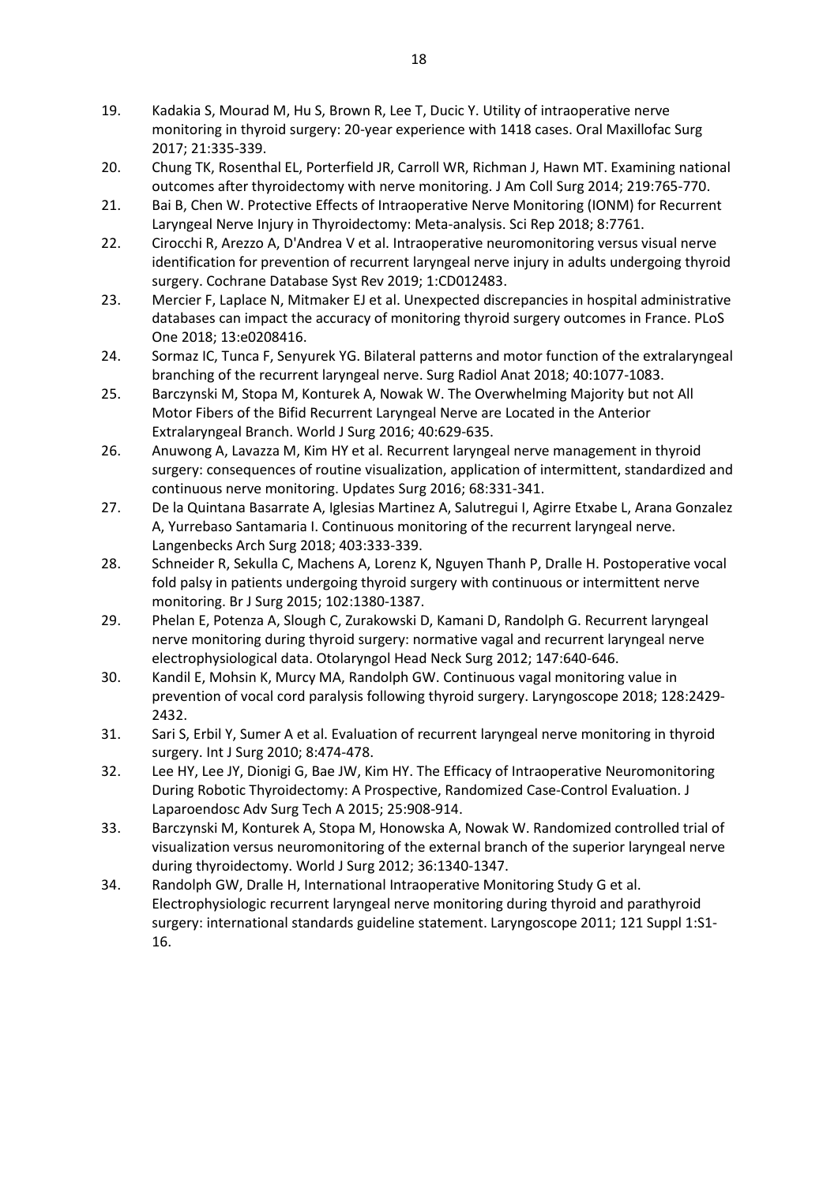19. Kadakia S, Mourad M, Hu S, Brown R, Lee T, Ducic Y. Utility of intraoperative nerve monitoring in thyroid surgery: 20-year experience with 1418 cases. Oral Maxillofac Surg 2017; 21:335-339.
20. Chung TK, Rosenthal EL, Porterfield JR, Carroll WR, Richman J, Hawn MT. Examining national outcomes after thyroidectomy with nerve monitoring. J Am Coll Surg 2014; 219:765-770.
21. Bai B, Chen W. Protective Effects of Intraoperative Nerve Monitoring (IONM) for Recurrent Laryngeal Nerve Injury in Thyroidectomy: Meta-analysis. Sci Rep 2018; 8:7761.
22. Cirocchi R, Arezzo A, D'Andrea V et al. Intraoperative neuromonitoring versus visual nerve identification for prevention of recurrent laryngeal nerve injury in adults undergoing thyroid surgery. Cochrane Database Syst Rev 2019; 1:CD012483.
23. Mercier F, Laplace N, Mitmaker EJ et al. Unexpected discrepancies in hospital administrative databases can impact the accuracy of monitoring thyroid surgery outcomes in France. PLoS One 2018; 13:e0208416.
24. Sormaz IC, Tunca F, Senyurek YG. Bilateral patterns and motor function of the extralaryngeal branching of the recurrent laryngeal nerve. Surg Radiol Anat 2018; 40:1077-1083.
25. Barczynski M, Stopa M, Konturek A, Nowak W. The Overwhelming Majority but not All Motor Fibers of the Bifid Recurrent Laryngeal Nerve are Located in the Anterior Extralaryngeal Branch. World J Surg 2016; 40:629-635.
26. Anuwong A, Lavazza M, Kim HY et al. Recurrent laryngeal nerve management in thyroid surgery: consequences of routine visualization, application of intermittent, standardized and continuous nerve monitoring. Updates Surg 2016; 68:331-341.
27. De la Quintana Basarrate A, Iglesias Martinez A, Salutregui I, Agirre Etxabe L, Arana Gonzalez A, Yurrebaso Santamaria I. Continuous monitoring of the recurrent laryngeal nerve. Langenbecks Arch Surg 2018; 403:333-339.
28. Schneider R, Sekulla C, Machens A, Lorenz K, Nguyen Thanh P, Dralle H. Postoperative vocal fold palsy in patients undergoing thyroid surgery with continuous or intermittent nerve monitoring. Br J Surg 2015; 102:1380-1387.
29. Phelan E, Potenza A, Slough C, Zurakowski D, Kamani D, Randolph G. Recurrent laryngeal nerve monitoring during thyroid surgery: normative vagal and recurrent laryngeal nerve electrophysiological data. Otolaryngol Head Neck Surg 2012; 147:640-646.
30. Kandil E, Mohsin K, Murcy MA, Randolph GW. Continuous vagal monitoring value in prevention of vocal cord paralysis following thyroid surgery. Laryngoscope 2018; 128:2429-2432.
31. Sari S, Erbil Y, Sumer A et al. Evaluation of recurrent laryngeal nerve monitoring in thyroid surgery. Int J Surg 2010; 8:474-478.
32. Lee HY, Lee JY, Dionigi G, Bae JW, Kim HY. The Efficacy of Intraoperative Neuromonitoring During Robotic Thyroidectomy: A Prospective, Randomized Case-Control Evaluation. J Laparoendosc Adv Surg Tech A 2015; 25:908-914.
33. Barczynski M, Konturek A, Stopa M, Honowska A, Nowak W. Randomized controlled trial of visualization versus neuromonitoring of the external branch of the superior laryngeal nerve during thyroidectomy. World J Surg 2012; 36:1340-1347.
34. Randolph GW, Dralle H, International Intraoperative Monitoring Study G et al. Electrophysiologic recurrent laryngeal nerve monitoring during thyroid and parathyroid surgery: international standards guideline statement. Laryngoscope 2011; 121 Suppl 1:S1-16.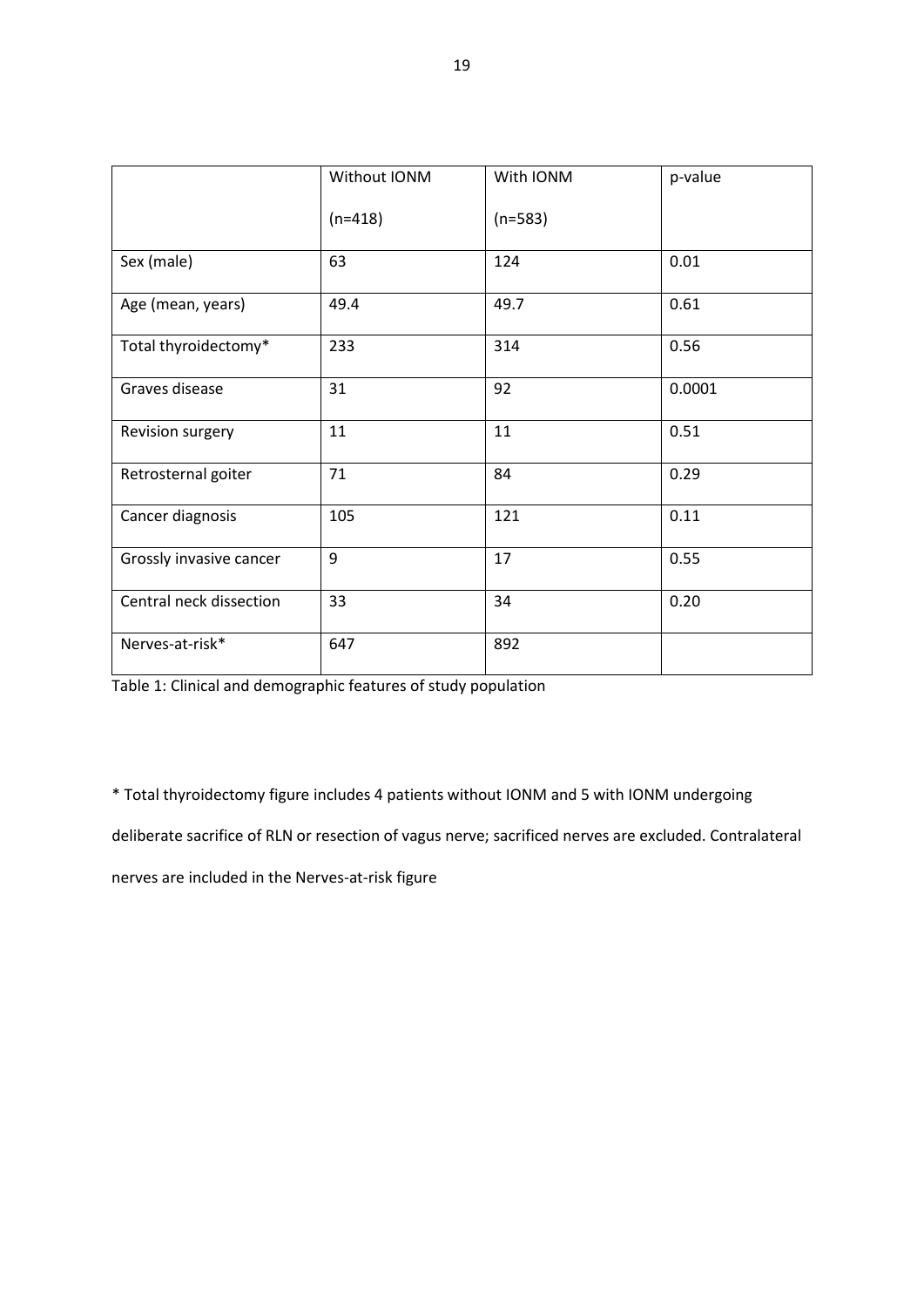| | Without IONM (n=418) | With IONM (n=583) | p-value |
|---|---|---|---|
| Sex (male) | 63 | 124 | 0.01 |
| Age (mean, years) | 49.4 | 49.7 | 0.61 |
| Total thyroidectomy* | 233 | 314 | 0.56 |
| Graves disease | 31 | 92 | 0.0001 |
| Revision surgery | 11 | 11 | 0.51 |
| Retrosternal goiter | 71 | 84 | 0.29 |
| Cancer diagnosis | 105 | 121 | 0.11 |
| Grossly invasive cancer | 9 | 17 | 0.55 |
| Central neck dissection | 33 | 34 | 0.20 |
| Nerves-at-risk* | 647 | 892 | |

Table 1: Clinical and demographic features of study population

* Total thyroidectomy figure includes 4 patients without IONM and 5 with IONM undergoing deliberate sacrifice of RLN or resection of vagus nerve; sacrificed nerves are excluded. Contralateral nerves are included in the Nerves-at-risk figure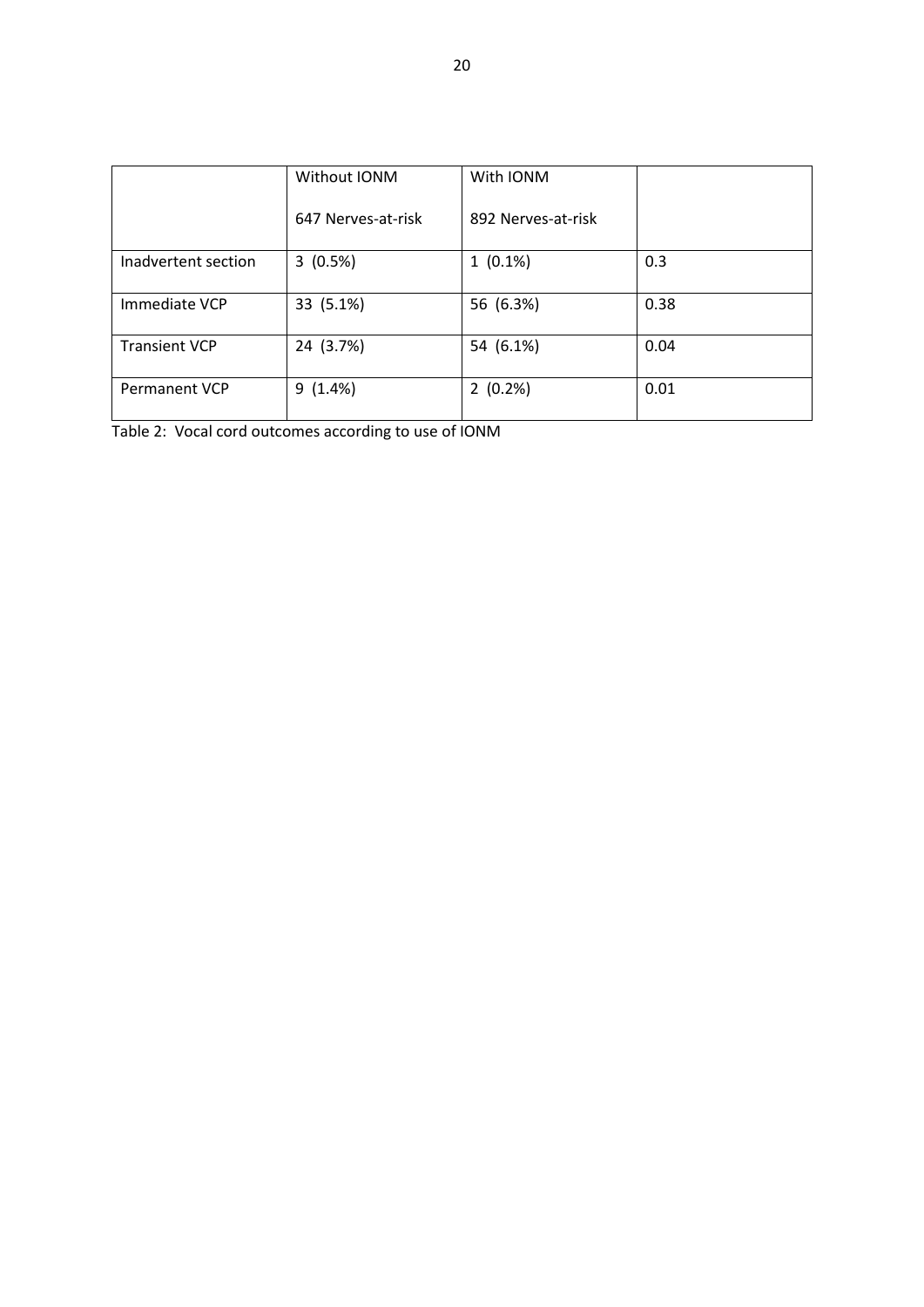| | Without IONM<br><br>647 Nerves-at-risk | With IONM<br><br>892 Nerves-at-risk | |
|---|---|---|---|
| Inadvertent section | 3 (0.5%) | 1 (0.1%) | 0.3 |
| Immediate VCP | 33 (5.1%) | 56 (6.3%) | 0.38 |
| Transient VCP | 24 (3.7%) | 54 (6.1%) | 0.04 |
| Permanent VCP | 9 (1.4%) | 2 (0.2%) | 0.01 |

Table 2: Vocal cord outcomes according to use of IONM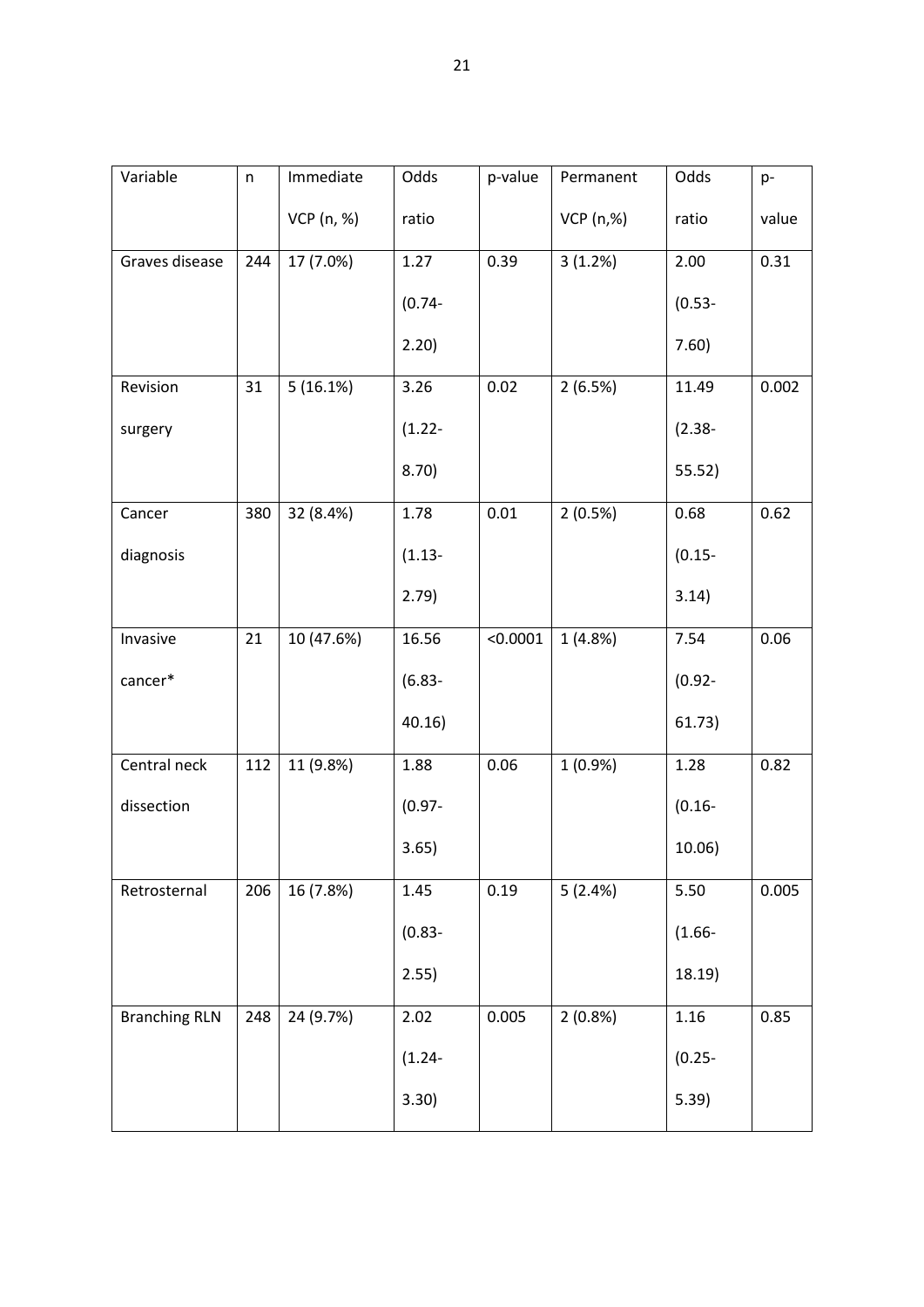| Variable | n | Immediate VCP (n, %) | Odds ratio | p-value | Permanent VCP (n,%) | Odds ratio | p-value |
|---|---|---|---|---|---|---|---|
| Graves disease | 244 | 17 (7.0%) | 1.27 (0.74-2.20) | 0.39 | 3 (1.2%) | 2.00 (0.53-7.60) | 0.31 |
| Revision surgery | 31 | 5 (16.1%) | 3.26 (1.22-8.70) | 0.02 | 2 (6.5%) | 11.49 (2.38-55.52) | 0.002 |
| Cancer diagnosis | 380 | 32 (8.4%) | 1.78 (1.13-2.79) | 0.01 | 2 (0.5%) | 0.68 (0.15-3.14) | 0.62 |
| Invasive cancer* | 21 | 10 (47.6%) | 16.56 (6.83-40.16) | <0.0001 | 1 (4.8%) | 7.54 (0.92-61.73) | 0.06 |
| Central neck dissection | 112 | 11 (9.8%) | 1.88 (0.97-3.65) | 0.06 | 1 (0.9%) | 1.28 (0.16-10.06) | 0.82 |
| Retrosternal | 206 | 16 (7.8%) | 1.45 (0.83-2.55) | 0.19 | 5 (2.4%) | 5.50 (1.66-18.19) | 0.005 |
| Branching RLN | 248 | 24 (9.7%) | 2.02 (1.24-3.30) | 0.005 | 2 (0.8%) | 1.16 (0.25-5.39) | 0.85 |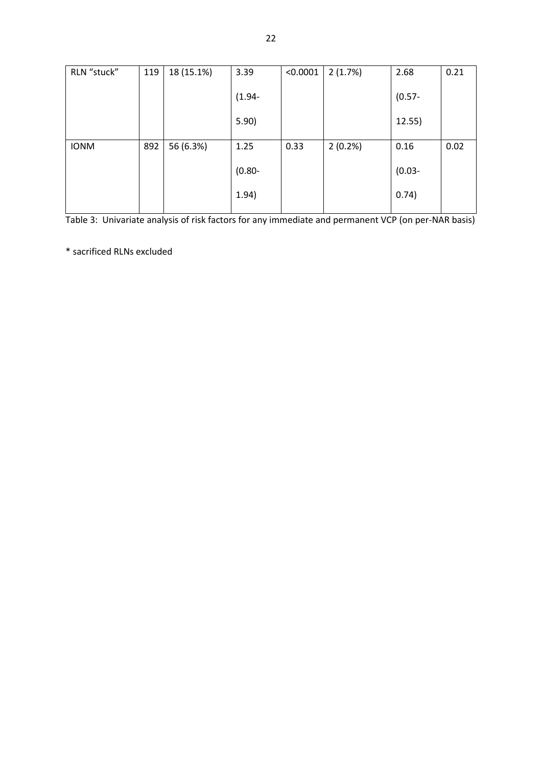| | | | | | | | |
|---|---|---|---|---|---|---|---|
| RLN “stuck” | 119 | 18 (15.1%) | 3.39 (1.94-5.90) | <0.0001 | 2 (1.7%) | 2.68 (0.57-12.55) | 0.21 |
| IONM | 892 | 56 (6.3%) | 1.25 (0.80-1.94) | 0.33 | 2 (0.2%) | 0.16 (0.03-0.74) | 0.02 |

Table 3: Univariate analysis of risk factors for any immediate and permanent VCP (on per-NAR basis)

* sacrificed RLNs excluded